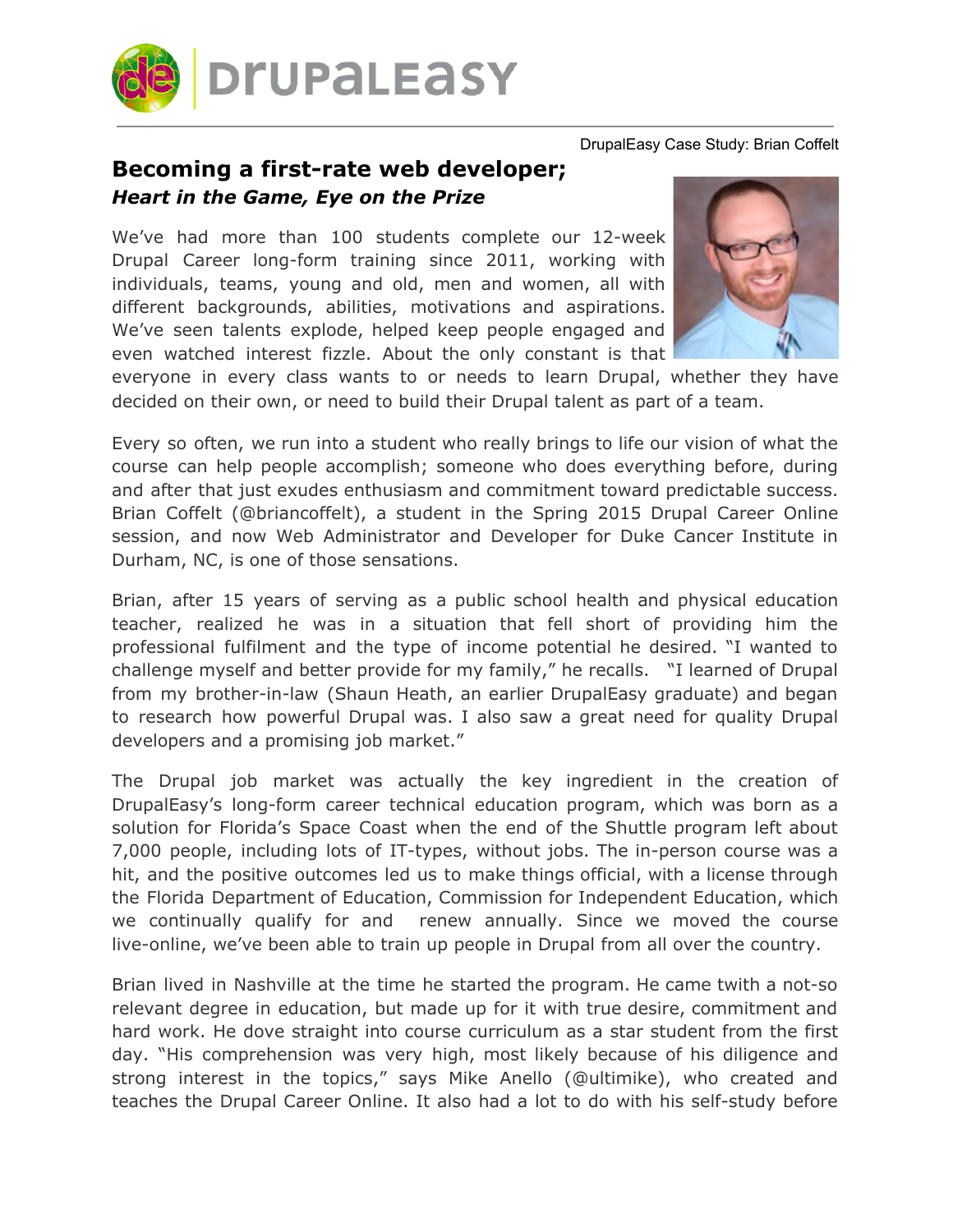DrupalEasy Case Study: Brian Coffelt

# Becoming a first-rate web developer;

## *Heart in the Game, Eye on the Prize*

We've had more than 100 students complete our 12-week Drupal Career long-form training since 2011, working with individuals, teams, young and old, men and women, all with different backgrounds, abilities, motivations and aspirations. We've seen talents explode, helped keep people engaged and even watched interest fizzle. About the only constant is that everyone in every class wants to or needs to learn Drupal, whether they have decided on their own, or need to build their Drupal talent as part of a team.

Every so often, we run into a student who really brings to life our vision of what the course can help people accomplish; someone who does everything before, during and after that just exudes enthusiasm and commitment toward predictable success. Brian Coffelt (@briancoffelt), a student in the Spring 2015 Drupal Career Online session, and now Web Administrator and Developer for Duke Cancer Institute in Durham, NC, is one of those sensations.

Brian, after 15 years of serving as a public school health and physical education teacher, realized he was in a situation that fell short of providing him the professional fulfilment and the type of income potential he desired. "I wanted to challenge myself and better provide for my family," he recalls. "I learned of Drupal from my brother-in-law (Shaun Heath, an earlier DrupalEasy graduate) and began to research how powerful Drupal was. I also saw a great need for quality Drupal developers and a promising job market."

The Drupal job market was actually the key ingredient in the creation of DrupalEasy's long-form career technical education program, which was born as a solution for Florida's Space Coast when the end of the Shuttle program left about 7,000 people, including lots of IT-types, without jobs. The in-person course was a hit, and the positive outcomes led us to make things official, with a license through the Florida Department of Education, Commission for Independent Education, which we continually qualify for and renew annually. Since we moved the course live-online, we've been able to train up people in Drupal from all over the country.

Brian lived in Nashville at the time he started the program. He came twith a not-so relevant degree in education, but made up for it with true desire, commitment and hard work. He dove straight into course curriculum as a star student from the first day. "His comprehension was very high, most likely because of his diligence and strong interest in the topics," says Mike Anello (@ultimike), who created and teaches the Drupal Career Online. It also had a lot to do with his self-study before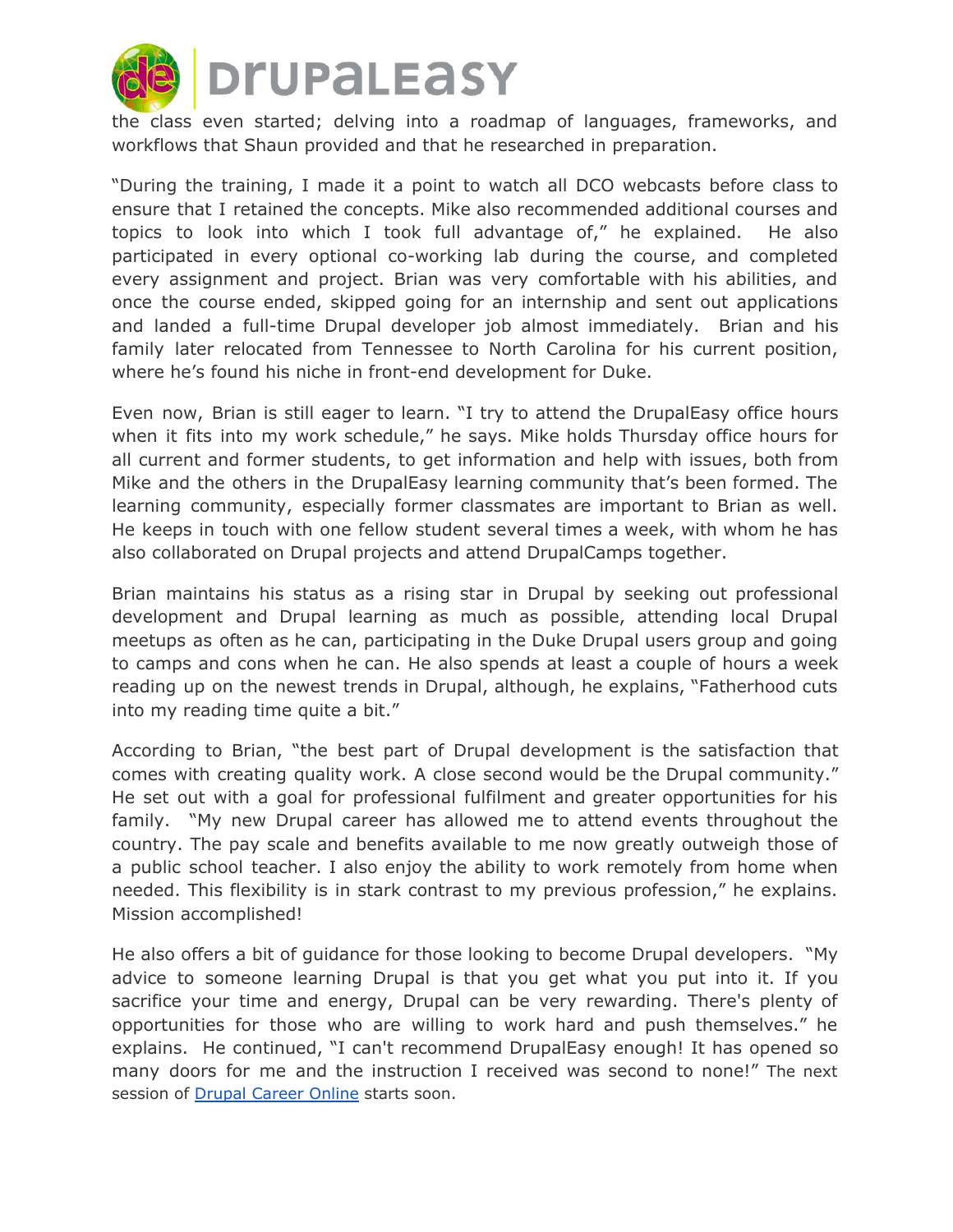the class even started; delving into a roadmap of languages, frameworks, and workflows that Shaun provided and that he researched in preparation.

"During the training, I made it a point to watch all DCO webcasts before class to ensure that I retained the concepts. Mike also recommended additional courses and topics to look into which I took full advantage of," he explained. He also participated in every optional co-working lab during the course, and completed every assignment and project. Brian was very comfortable with his abilities, and once the course ended, skipped going for an internship and sent out applications and landed a full-time Drupal developer job almost immediately. Brian and his family later relocated from Tennessee to North Carolina for his current position, where he's found his niche in front-end development for Duke.

Even now, Brian is still eager to learn. "I try to attend the DrupalEasy office hours when it fits into my work schedule," he says. Mike holds Thursday office hours for all current and former students, to get information and help with issues, both from Mike and the others in the DrupalEasy learning community that's been formed. The learning community, especially former classmates are important to Brian as well. He keeps in touch with one fellow student several times a week, with whom he has also collaborated on Drupal projects and attend DrupalCamps together.

Brian maintains his status as a rising star in Drupal by seeking out professional development and Drupal learning as much as possible, attending local Drupal meetups as often as he can, participating in the Duke Drupal users group and going to camps and cons when he can. He also spends at least a couple of hours a week reading up on the newest trends in Drupal, although, he explains, "Fatherhood cuts into my reading time quite a bit."

According to Brian, "the best part of Drupal development is the satisfaction that comes with creating quality work. A close second would be the Drupal community." He set out with a goal for professional fulfilment and greater opportunities for his family. "My new Drupal career has allowed me to attend events throughout the country. The pay scale and benefits available to me now greatly outweigh those of a public school teacher. I also enjoy the ability to work remotely from home when needed. This flexibility is in stark contrast to my previous profession," he explains. Mission accomplished!

He also offers a bit of guidance for those looking to become Drupal developers. "My advice to someone learning Drupal is that you get what you put into it. If you sacrifice your time and energy, Drupal can be very rewarding. There's plenty of opportunities for those who are willing to work hard and push themselves." he explains. He continued, "I can't recommend DrupalEasy enough! It has opened so many doors for me and the instruction I received was second to none!" The next session of Drupal Career Online starts soon.